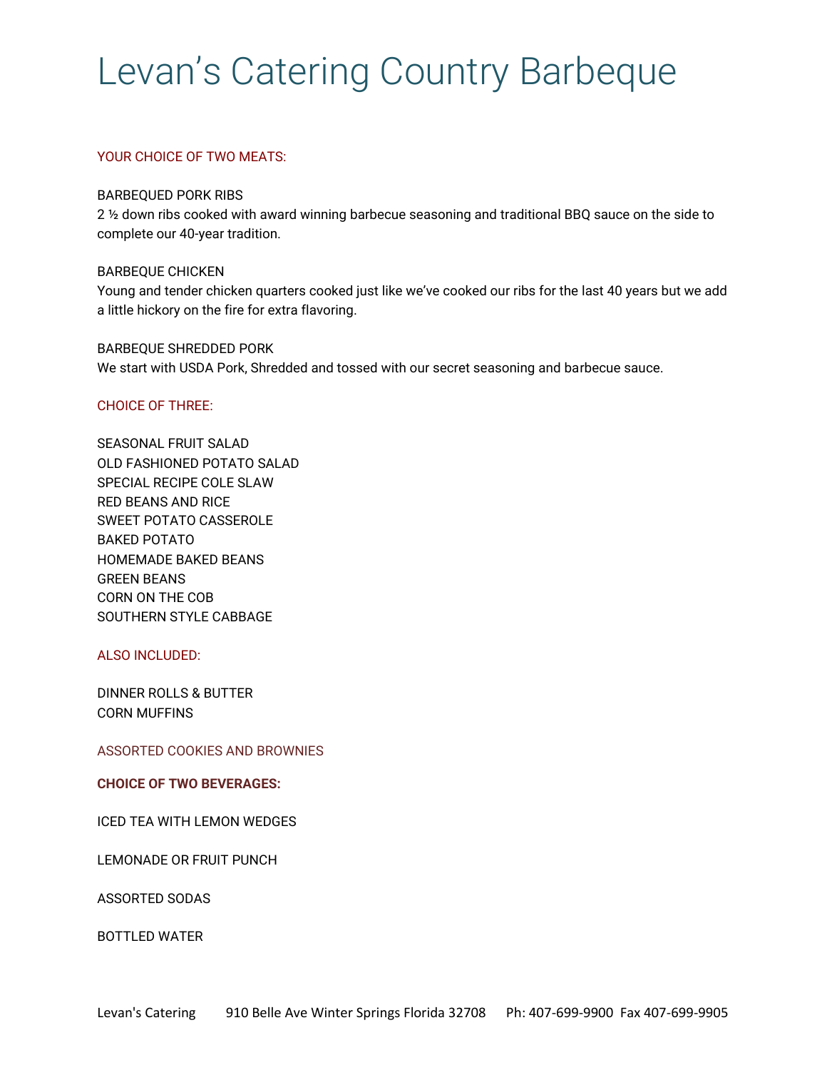# Levan’s Catering Country Barbeque

## YOUR CHOICE OF TWO MEATS:

BARBEQUED PORK RIBS
2 ½ down ribs cooked with award winning barbecue seasoning and traditional BBQ sauce on the side to complete our 40-year tradition.

BARBEQUE CHICKEN
Young and tender chicken quarters cooked just like we’ve cooked our ribs for the last 40 years but we add a little hickory on the fire for extra flavoring.

BARBEQUE SHREDDED PORK
We start with USDA Pork, Shredded and tossed with our secret seasoning and barbecue sauce.

## CHOICE OF THREE:

SEASONAL FRUIT SALAD
OLD FASHIONED POTATO SALAD
SPECIAL RECIPE COLE SLAW
RED BEANS AND RICE
SWEET POTATO CASSEROLE
BAKED POTATO
HOMEMADE BAKED BEANS
GREEN BEANS
CORN ON THE COB
SOUTHERN STYLE CABBAGE

## ALSO INCLUDED:

DINNER ROLLS & BUTTER
CORN MUFFINS

## ASSORTED COOKIES AND BROWNIES

## **CHOICE OF TWO BEVERAGES:**

ICED TEA WITH LEMON WEDGES

LEMONADE OR FRUIT PUNCH

ASSORTED SODAS

BOTTLED WATER

Levan's Catering 910 Belle Ave Winter Springs Florida 32708 Ph: 407-699-9900 Fax 407-699-9905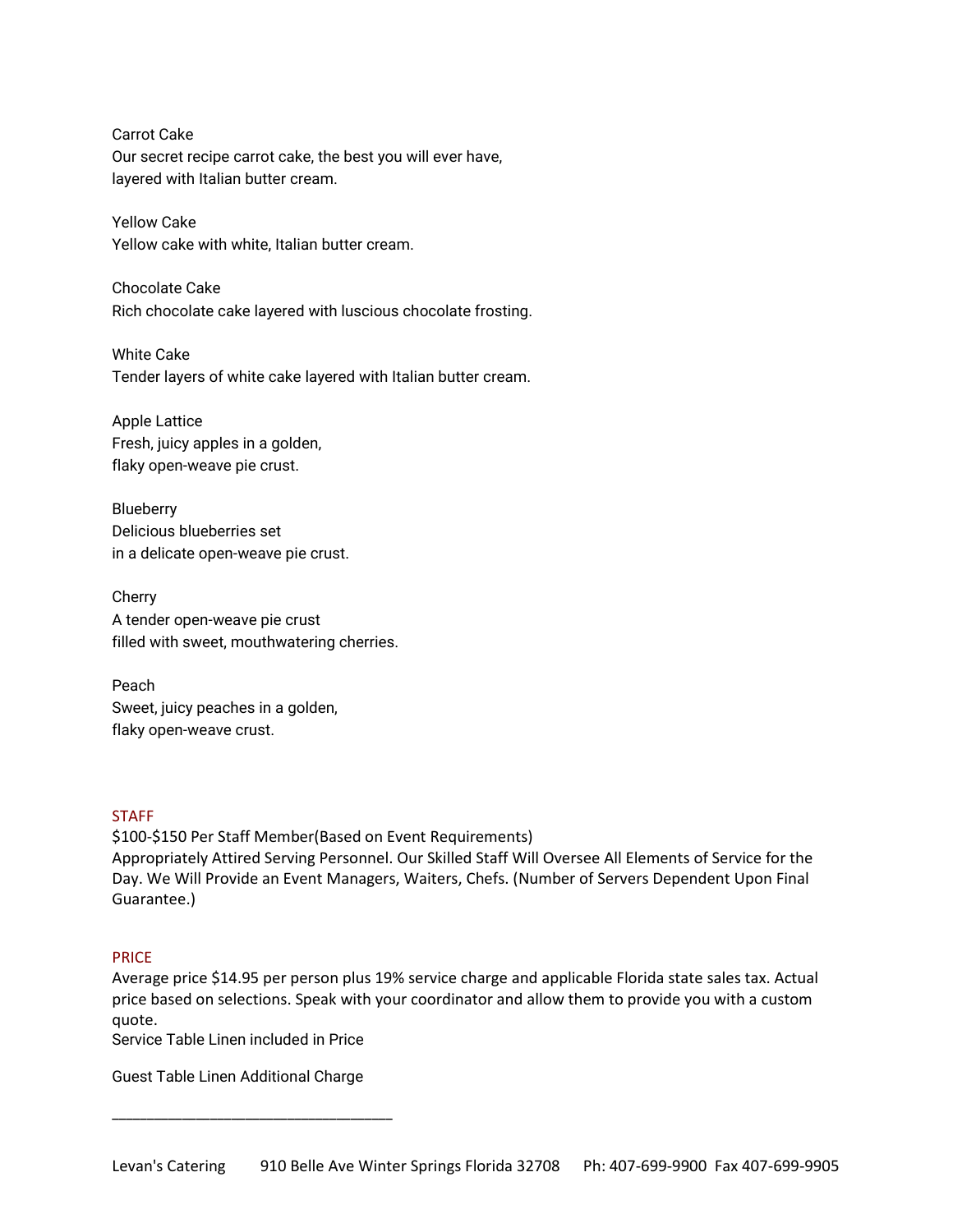Carrot Cake
Our secret recipe carrot cake, the best you will ever have,
layered with Italian butter cream.

Yellow Cake
Yellow cake with white, Italian butter cream.

Chocolate Cake
Rich chocolate cake layered with luscious chocolate frosting.

White Cake
Tender layers of white cake layered with Italian butter cream.

Apple Lattice
Fresh, juicy apples in a golden,
flaky open-weave pie crust.

Blueberry
Delicious blueberries set
in a delicate open-weave pie crust.

Cherry
A tender open-weave pie crust
filled with sweet, mouthwatering cherries.

Peach
Sweet, juicy peaches in a golden,
flaky open-weave crust.

## STAFF

$100-$150 Per Staff Member(Based on Event Requirements)
Appropriately Attired Serving Personnel. Our Skilled Staff Will Oversee All Elements of Service for the Day. We Will Provide an Event Managers, Waiters, Chefs. (Number of Servers Dependent Upon Final Guarantee.)

## PRICE

Average price $14.95 per person plus 19% service charge and applicable Florida state sales tax. Actual price based on selections. Speak with your coordinator and allow them to provide you with a custom quote.
Service Table Linen included in Price

Guest Table Linen Additional Charge

___________________________________

Levan's Catering 910 Belle Ave Winter Springs Florida 32708 Ph: 407-699-9900 Fax 407-699-9905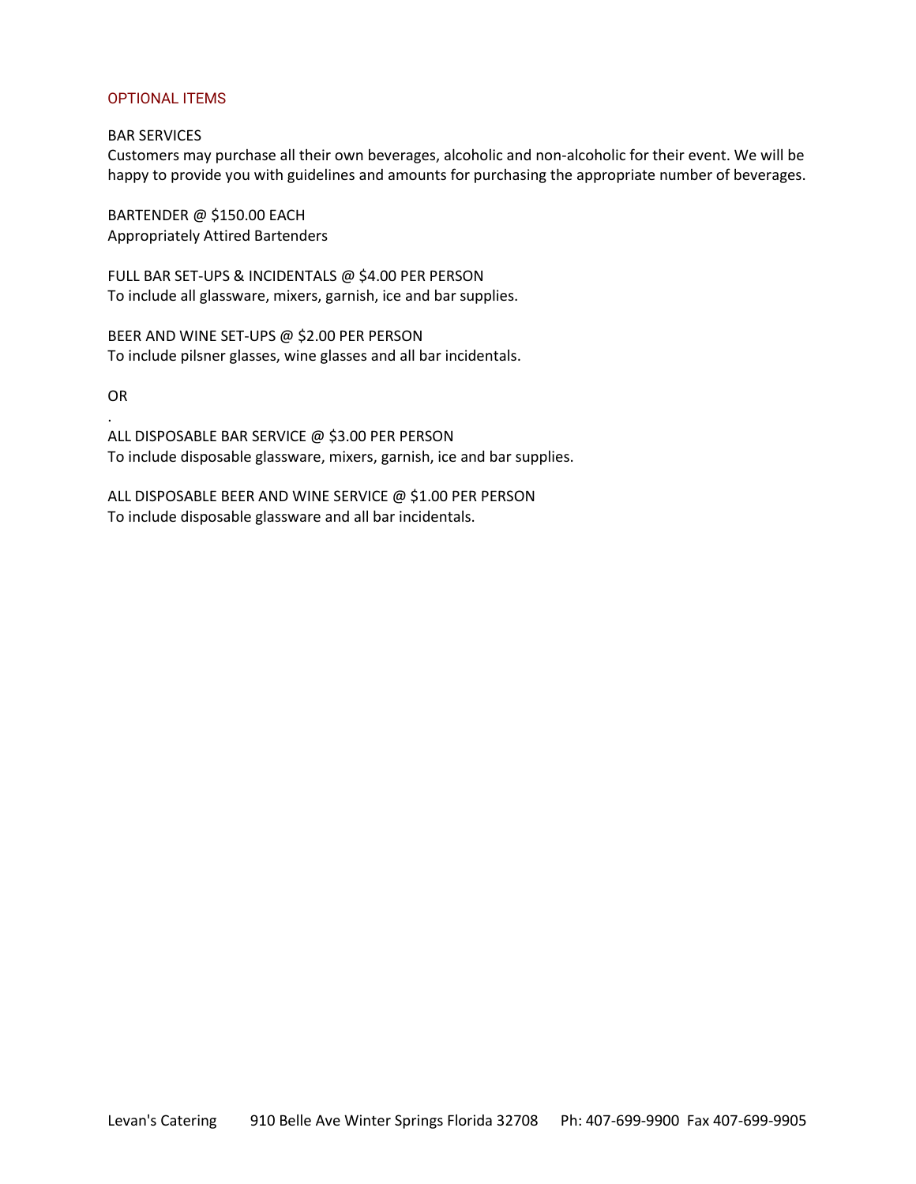## OPTIONAL ITEMS

BAR SERVICES
Customers may purchase all their own beverages, alcoholic and non-alcoholic for their event. We will be happy to provide you with guidelines and amounts for purchasing the appropriate number of beverages.

BARTENDER @ $150.00 EACH
Appropriately Attired Bartenders

FULL BAR SET-UPS & INCIDENTALS @ $4.00 PER PERSON
To include all glassware, mixers, garnish, ice and bar supplies.

BEER AND WINE SET-UPS @ $2.00 PER PERSON
To include pilsner glasses, wine glasses and all bar incidentals.

OR

.
ALL DISPOSABLE BAR SERVICE @ $3.00 PER PERSON
To include disposable glassware, mixers, garnish, ice and bar supplies.

ALL DISPOSABLE BEER AND WINE SERVICE @ $1.00 PER PERSON
To include disposable glassware and all bar incidentals.